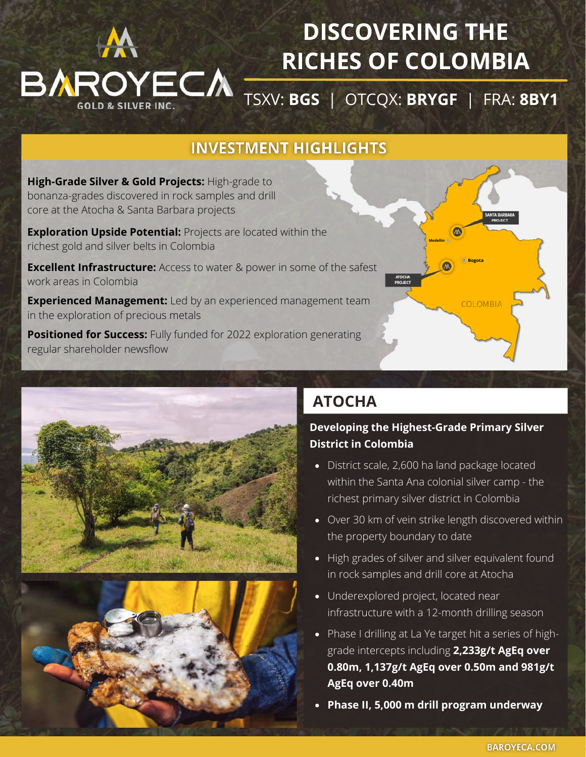# DISCOVERING THE RICHES OF COLOMBIA

BAROYECA GOLD & SILVER INC.

TSXV: **BGS** | OTCQX: **BRYGF** | FRA: **8BY1**

## INVESTMENT HIGHLIGHTS

**High-Grade Silver & Gold Projects:** High-grade to bonanza-grades discovered in rock samples and drill core at the Atocha & Santa Barbara projects

**Exploration Upside Potential:** Projects are located within the richest gold and silver belts in Colombia

**Excellent Infrastructure:** Access to water & power in some of the safest work areas in Colombia

**Experienced Management:** Led by an experienced management team in the exploration of precious metals

**Positioned for Success:** Fully funded for 2022 exploration generating regular shareholder newsflow

SANTA BARBARA PROJECT

Medellin

Bogota

ATOCHA PROJECT

COLOMBIA

## ATOCHA

**Developing the Highest-Grade Primary Silver District in Colombia**

- District scale, 2,600 ha land package located within the Santa Ana colonial silver camp - the richest primary silver district in Colombia
- Over 30 km of vein strike length discovered within the property boundary to date
- High grades of silver and silver equivalent found in rock samples and drill core at Atocha
- Underexplored project, located near infrastructure with a 12-month drilling season
- Phase I drilling at La Ye target hit a series of high-grade intercepts including **2,233g/t AgEq over 0.80m, 1,137g/t AgEq over 0.50m and 981g/t AgEq over 0.40m**
- **Phase II, 5,000 m drill program underway**

BAROYECA.COM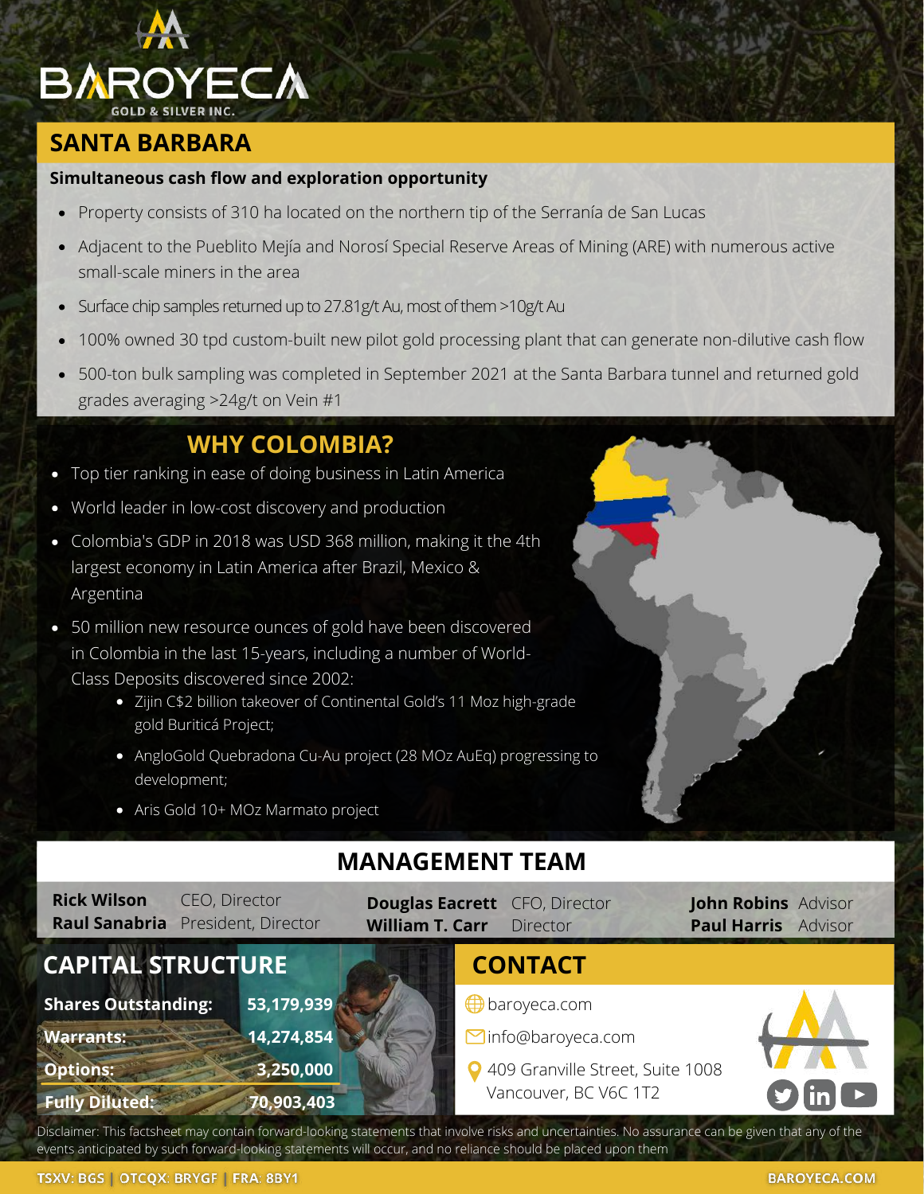BAROYECA GOLD & SILVER INC.

## SANTA BARBARA

**Simultaneous cash flow and exploration opportunity**

- Property consists of 310 ha located on the northern tip of the Serranía de San Lucas
- Adjacent to the Pueblito Mejía and Norosí Special Reserve Areas of Mining (ARE) with numerous active small-scale miners in the area
- Surface chip samples returned up to 27.81g/t Au, most of them >10g/t Au
- 100% owned 30 tpd custom-built new pilot gold processing plant that can generate non-dilutive cash flow
- 500-ton bulk sampling was completed in September 2021 at the Santa Barbara tunnel and returned gold grades averaging >24g/t on Vein #1

## WHY COLOMBIA?

- Top tier ranking in ease of doing business in Latin America
- World leader in low-cost discovery and production
- Colombia's GDP in 2018 was USD 368 million, making it the 4th largest economy in Latin America after Brazil, Mexico & Argentina
- 50 million new resource ounces of gold have been discovered in Colombia in the last 15-years, including a number of World-Class Deposits discovered since 2002:
  - Zijin C$2 billion takeover of Continental Gold's 11 Moz high-grade gold Buriticá Project;
  - AngloGold Quebradona Cu-Au project (28 MOz AuEq) progressing to development;
  - Aris Gold 10+ MOz Marmato project

## MANAGEMENT TEAM

**Rick Wilson** CEO, Director
**Raul Sanabria** President, Director
**Douglas Eacrett** CFO, Director
**William T. Carr** Director
**John Robins** Advisor
**Paul Harris** Advisor

## CAPITAL STRUCTURE

| | |
|---|---|
| **Shares Outstanding:** | **53,179,939** |
| **Warrants:** | **14,274,854** |
| **Options:** | **3,250,000** |
| **Fully Diluted:** | **70,903,403** |

## CONTACT

baroyeca.com
info@baroyeca.com
409 Granville Street, Suite 1008
Vancouver, BC V6C 1T2

Disclaimer: This factsheet may contain forward-looking statements that involve risks and uncertainties. No assurance can be given that any of the events anticipated by such forward-looking statements will occur, and no reliance should be placed upon them

TSXV: BGS | OTCQX: BRYGF | FRA: 8BY1

BAROYECA.COM